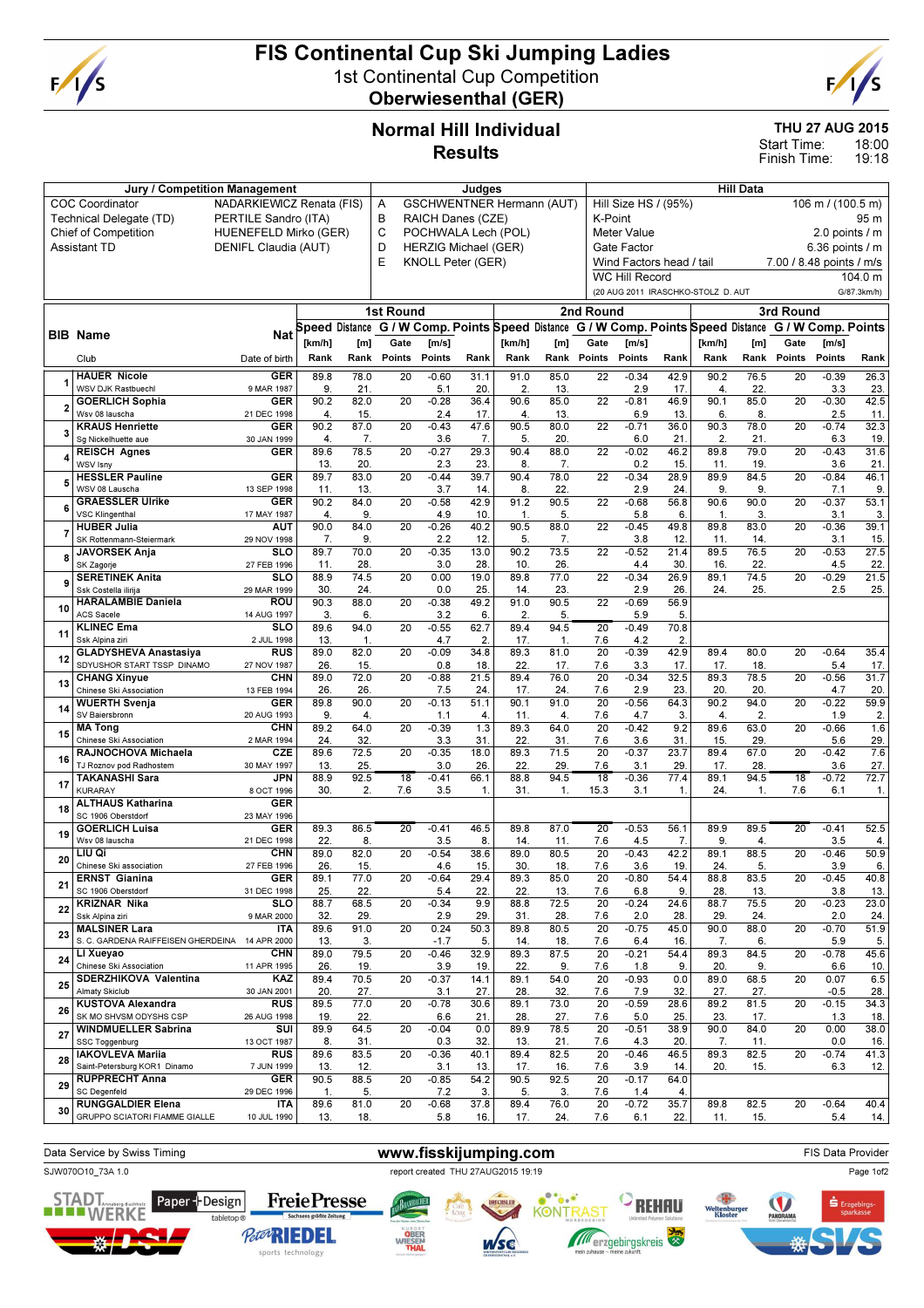# FIS Continental Cup Ski Jumping Ladies

## 1st Continental Cup Competition

## Oberwiesenthal (GER)

## Normal Hill Individual Results

THU 27 AUG 2015
Start Time: 18:00
Finish Time: 19:18

| Jury / Competition Management | | Judges | | Hill Data | |
|---|---|---|---|---|---|
| COC Coordinator | NADARKIEWICZ Renata (FIS) | A | GSCHWENTNER Hermann (AUT) | Hill Size HS / (95%) | 106 m / (100.5 m) |
| Technical Delegate (TD) | PERTILE Sandro (ITA) | B | RAICH Danes (CZE) | K-Point | 95 m |
| Chief of Competition | HUENEFELD Mirko (GER) | C | POCHWALA Lech (POL) | Meter Value | 2.0 points / m |
| Assistant TD | DENIFL Claudia (AUT) | D | HERZIG Michael (GER) | Gate Factor | 6.36 points / m |
| | | E | KNOLL Peter (GER) | Wind Factors head / tail | 7.00 / 8.48 points / m/s |
| | | | | WC Hill Record | 104.0 m |
| | | | | (20 AUG 2011 IRASCHKO-STOLZ D. AUT | G/87.3km/h) |

| BIB | Name / Club | Nat / Date of birth | 1st Round Speed [km/h] / Rank | Distance [m] / Rank | Gate / Points | G / W Comp. [m/s] / Points | Points / Rank | 2nd Round Speed [km/h] / Rank | Distance [m] / Rank | Gate / Points | G / W Comp. [m/s] / Points | Points / Rank | 3rd Round Speed [km/h] / Rank | Distance [m] / Rank | Gate / Points | G / W Comp. [m/s] / Points | Points / Rank |
|---|---|---|---|---|---|---|---|---|---|---|---|---|---|---|---|---|---|
| 1 | HAUER Nicole / WSV DJK Rastbuechl | GER / 9 MAR 1987 | 89.8 / 9. | 78.0 / 21. | 20 | -0.60 / 5.1 | 31.1 / 20. | 91.0 / 2. | 85.0 / 13. | 22 | -0.34 / 2.9 | 42.9 / 17. | 90.2 / 4. | 76.5 / 22. | 20 | -0.39 / 3.3 | 26.3 / 23. |
| 2 | GOERLICH Sophia / Wsv 08 lauscha | GER / 21 DEC 1998 | 90.2 / 4. | 82.0 / 15. | 20 | -0.28 / 2.4 | 36.4 / 17. | 90.6 / 4. | 85.0 / 13. | 22 | -0.81 / 6.9 | 46.9 / 13. | 90.1 / 6. | 85.0 / 8. | 20 | -0.30 / 2.5 | 42.5 / 11. |
| 3 | KRAUS Henriette / Sg Nickelhuette aue | GER / 30 JAN 1999 | 90.2 / 4. | 87.0 / 7. | 20 | -0.43 / 3.6 | 47.6 / 7. | 90.5 / 5. | 80.0 / 20. | 22 | -0.71 / 6.0 | 36.0 / 21. | 90.3 / 2. | 78.0 / 21. | 20 | -0.74 / 6.3 | 32.3 / 19. |
| 4 | REISCH Agnes / WSV Isny | GER | 89.6 / 13. | 78.5 / 20. | 20 | -0.27 / 2.3 | 29.3 / 23. | 90.4 / 8. | 88.0 / 7. | 22 | -0.02 / 0.2 | 46.2 / 15. | 89.8 / 11. | 79.0 / 19. | 20 | -0.43 / 3.6 | 31.6 / 21. |
| 5 | HESSLER Pauline / WSV 08 Lauscha | GER / 13 SEP 1998 | 89.7 / 11. | 83.0 / 13. | 20 | -0.44 / 3.7 | 39.7 / 14. | 90.4 / 8. | 78.0 / 22. | 22 | -0.34 / 2.9 | 28.9 / 24. | 89.9 / 9. | 84.5 / 9. | 20 | -0.84 / 7.1 | 46.1 / 9. |
| 6 | GRAESSLER Ulrike / VSC Klingenthal | GER / 17 MAY 1987 | 90.2 / 4. | 84.0 / 9. | 20 | -0.58 / 4.9 | 42.9 / 10. | 91.2 / 1. | 90.5 / 5. | 22 | -0.68 / 5.8 | 56.8 / 6. | 90.6 / 1. | 90.0 / 3. | 20 | -0.37 / 3.1 | 53.1 / 3. |
| 7 | HUBER Julia / SK Rottenmann-Steiermark | AUT / 29 NOV 1998 | 90.0 / 7. | 84.0 / 9. | 20 | -0.26 / 2.2 | 40.2 / 12. | 90.5 / 5. | 88.0 / 7. | 22 | -0.45 / 3.8 | 49.8 / 12. | 89.8 / 11. | 83.0 / 14. | 20 | -0.36 / 3.1 | 39.1 / 15. |
| 8 | JAVORSEK Anja / SK Zagorje | SLO / 27 FEB 1996 | 89.7 / 11. | 70.0 / 28. | 20 | -0.35 / 3.0 | 13.0 / 28. | 90.2 / 10. | 73.5 / 26. | 22 | -0.52 / 4.4 | 21.4 / 30. | 89.5 / 16. | 76.5 / 22. | 20 | -0.53 / 4.5 | 27.5 / 22. |
| 9 | SERETINEK Anita / Ssk Costella ilirija | SLO / 29 MAR 1999 | 88.9 / 30. | 74.5 / 24. | 20 | 0.00 / 0.0 | 19.0 / 25. | 89.8 / 14. | 77.0 / 23. | 22 | -0.34 / 2.9 | 26.9 / 26. | 89.1 / 24. | 74.5 / 25. | 20 | -0.29 / 2.5 | 21.5 / 25. |
| 10 | HARALAMBIE Daniela / ACS Sacele | ROU / 14 AUG 1997 | 90.3 / 3. | 88.0 / 6. | 20 | -0.38 / 3.2 | 49.2 / 6. | 91.0 / 2. | 90.5 / 5. | 22 | -0.69 / 5.9 | 56.9 / 5. | | | | | |
| 11 | KLINEC Ema / Ssk Alpina ziri | SLO / 2 JUL 1998 | 89.6 / 13. | 94.0 / 1. | 20 | -0.55 / 4.7 | 62.7 / 2. | 89.4 / 17. | 94.5 / 1. | 20 / 7.6 | -0.49 / 4.2 | 70.8 / 2. | | | | | |
| 12 | GLADYSHEVA Anastasiya / SDYUSHOR START TSSP DINAMO | RUS / 27 NOV 1987 | 89.0 / 26. | 82.0 / 15. | 20 | -0.09 / 0.8 | 34.8 / 18. | 89.3 / 22. | 81.0 / 17. | 20 / 7.6 | -0.39 / 3.3 | 42.9 / 17. | 89.4 / 17. | 80.0 / 18. | 20 | -0.64 / 5.4 | 35.4 / 17. |
| 13 | CHANG Xinyue / Chinese Ski Association | CHN / 13 FEB 1994 | 89.0 / 26. | 72.0 / 26. | 20 | -0.88 / 7.5 | 21.5 / 24. | 89.4 / 17. | 76.0 / 24. | 20 / 7.6 | -0.34 / 2.9 | 32.5 / 23. | 89.3 / 20. | 78.5 / 20. | 20 | -0.56 / 4.7 | 31.7 / 20. |
| 14 | WUERTH Svenja / SV Baiersbronn | GER / 20 AUG 1993 | 89.8 / 9. | 90.0 / 4. | 20 | -0.13 / 1.1 | 51.1 / 4. | 90.1 / 11. | 91.0 / 4. | 20 / 7.6 | -0.56 / 4.7 | 64.3 / 3. | 90.2 / 4. | 94.0 / 2. | 20 | -0.22 / 1.9 | 59.9 / 2. |
| 15 | MA Tong / Chinese Ski Association | CHN / 2 MAR 1994 | 89.2 / 24. | 64.0 / 32. | 20 | -0.39 / 3.3 | 1.3 / 31. | 89.3 / 22. | 64.0 / 31. | 20 / 7.6 | -0.42 / 3.6 | 9.2 / 31. | 89.6 / 15. | 63.0 / 29. | 20 | -0.66 / 5.6 | 1.6 / 29. |
| 16 | RAJNOCHOVA Michaela / TJ Roznov pod Radhostem | CZE / 30 MAY 1997 | 89.6 / 13. | 72.5 / 25. | 20 | -0.35 / 3.0 | 18.0 / 26. | 89.3 / 22. | 71.5 / 29. | 20 / 7.6 | -0.37 / 3.1 | 23.7 / 29. | 89.4 / 17. | 67.0 / 28. | 20 | -0.42 / 3.6 | 7.6 / 27. |
| 17 | TAKANASHI Sara / KURARAY | JPN / 8 OCT 1996 | 88.9 / 30. | 92.5 / 2. | 18 / 7.6 | -0.41 / 3.5 | 66.1 / 1. | 88.8 / 31. | 94.5 / 1. | 18 / 15.3 | -0.36 / 3.1 | 77.4 / 1. | 89.1 / 24. | 94.5 / 1. | 18 / 7.6 | -0.72 / 6.1 | 72.7 / 1. |
| 18 | ALTHAUS Katharina / SC 1906 Oberstdorf | GER / 23 MAY 1996 | | | | | | | | | | | | | | | |
| 19 | GOERLICH Luisa / Wsv 08 lauscha | GER / 21 DEC 1998 | 89.3 / 22. | 86.5 / 8. | 20 | -0.41 / 3.5 | 46.5 / 8. | 89.8 / 14. | 87.0 / 11. | 20 / 7.6 | -0.53 / 4.5 | 56.1 / 7. | 89.9 / 9. | 89.5 / 4. | 20 | -0.41 / 3.5 | 52.5 / 4. |
| 20 | LIU Qi / Chinese Ski association | CHN / 27 FEB 1996 | 89.0 / 26. | 82.0 / 15. | 20 | -0.54 / 4.6 | 38.6 / 15. | 89.0 / 30. | 80.5 / 18. | 20 / 7.6 | -0.43 / 3.6 | 42.2 / 19. | 89.1 / 24. | 88.5 / 5. | 20 | -0.46 / 3.9 | 50.9 / 6. |
| 21 | ERNST Gianina / SC 1906 Oberstdorf | GER / 31 DEC 1998 | 89.1 / 25. | 77.0 / 22. | 20 | -0.64 / 5.4 | 29.4 / 22. | 89.3 / 22. | 85.0 / 13. | 20 / 7.6 | -0.80 / 6.8 | 54.4 / 9. | 88.8 / 28. | 83.5 / 13. | 20 | -0.45 / 3.8 | 40.8 / 13. |
| 22 | KRIZNAR Nika / Ssk Alpina ziri | SLO / 9 MAR 2000 | 88.7 / 32. | 68.5 / 29. | 20 | -0.34 / 2.9 | 9.9 / 29. | 88.8 / 31. | 72.5 / 28. | 20 / 7.6 | -0.24 / 2.0 | 24.6 / 28. | 88.7 / 29. | 75.5 / 24. | 20 | -0.23 / 2.0 | 23.0 / 24. |
| 23 | MALSINER Lara / S. C. GARDENA RAIFFEISEN GHERDEINA | ITA / 14 APR 2000 | 89.6 / 13. | 91.0 / 3. | 20 | 0.24 / -1.7 | 50.3 / 5. | 89.8 / 14. | 80.5 / 18. | 20 / 7.6 | -0.75 / 6.4 | 45.0 / 16. | 90.0 / 7. | 88.0 / 6. | 20 | -0.70 / 5.9 | 51.9 / 5. |
| 24 | LI Xueyao / Chinese Ski Association | CHN / 11 APR 1995 | 89.0 / 26. | 79.5 / 19. | 20 | -0.46 / 3.9 | 32.9 / 19. | 89.3 / 22. | 87.5 / 9. | 20 / 7.6 | -0.21 / 1.8 | 54.4 / 9. | 89.3 / 20. | 84.5 / 9. | 20 | -0.78 / 6.6 | 45.6 / 10. |
| 25 | SDERZHIKOVA Valentina / Almaty Skiclub | KAZ / 30 JAN 2001 | 89.4 / 20. | 70.5 / 27. | 20 | -0.37 / 3.1 | 14.1 / 27. | 89.1 / 28. | 54.0 / 32. | 20 / 7.6 | -0.93 / 7.9 | 0.0 / 32. | 89.0 / 27. | 68.5 / 27. | 20 | 0.07 / -0.5 | 6.5 / 28. |
| 26 | KUSTOVA Alexandra / SK MO SHVSM ODYSHS CSP | RUS / 26 AUG 1998 | 89.5 / 19. | 77.0 / 22. | 20 | -0.78 / 6.6 | 30.6 / 21. | 89.1 / 28. | 73.0 / 27. | 20 / 7.6 | -0.59 / 5.0 | 28.6 / 25. | 89.2 / 23. | 81.5 / 17. | 20 | -0.15 / 1.3 | 34.3 / 18. |
| 27 | WINDMUELLER Sabrina / SSC Toggenburg | SUI / 13 OCT 1987 | 89.9 / 8. | 64.5 / 31. | 20 | -0.04 / 0.3 | 0.0 / 32. | 89.9 / 13. | 78.5 / 21. | 20 / 7.6 | -0.51 / 4.3 | 38.9 / 20. | 90.0 / 7. | 84.0 / 11. | 20 | 0.00 / 0.0 | 38.0 / 16. |
| 28 | IAKOVLEVA Mariia / Saint-Petersburg KOR1 Dinamo | RUS / 7 JUN 1999 | 89.6 / 13. | 83.5 / 12. | 20 | -0.36 / 3.1 | 40.1 / 13. | 89.4 / 17. | 82.5 / 16. | 20 / 7.6 | -0.46 / 3.9 | 46.5 / 14. | 89.3 / 20. | 82.5 / 15. | 20 | -0.74 / 6.3 | 41.3 / 12. |
| 29 | RUPPRECHT Anna / SC Degenfeld | GER / 29 DEC 1996 | 90.5 / 1. | 88.5 / 5. | 20 | -0.85 / 7.2 | 54.2 / 3. | 90.5 / 5. | 92.5 / 3. | 20 / 7.6 | -0.17 / 1.4 | 64.0 / 4. | | | | | |
| 30 | RUNGGALDIER Elena / GRUPPO SCIATORI FIAMME GIALLE | ITA / 10 JUL 1990 | 89.6 / 13. | 81.0 / 18. | 20 | -0.68 / 5.8 | 37.8 / 16. | 89.4 / 17. | 76.0 / 24. | 20 / 7.6 | -0.72 / 6.1 | 35.7 / 22. | 89.8 / 11. | 82.5 / 15. | 20 | -0.64 / 5.4 | 40.4 / 14. |

Data Service by Swiss Timing — www.fisskijumping.com — FIS Data Provider

SJW070O10_73A 1.0 — report created THU 27AUG2015 19:19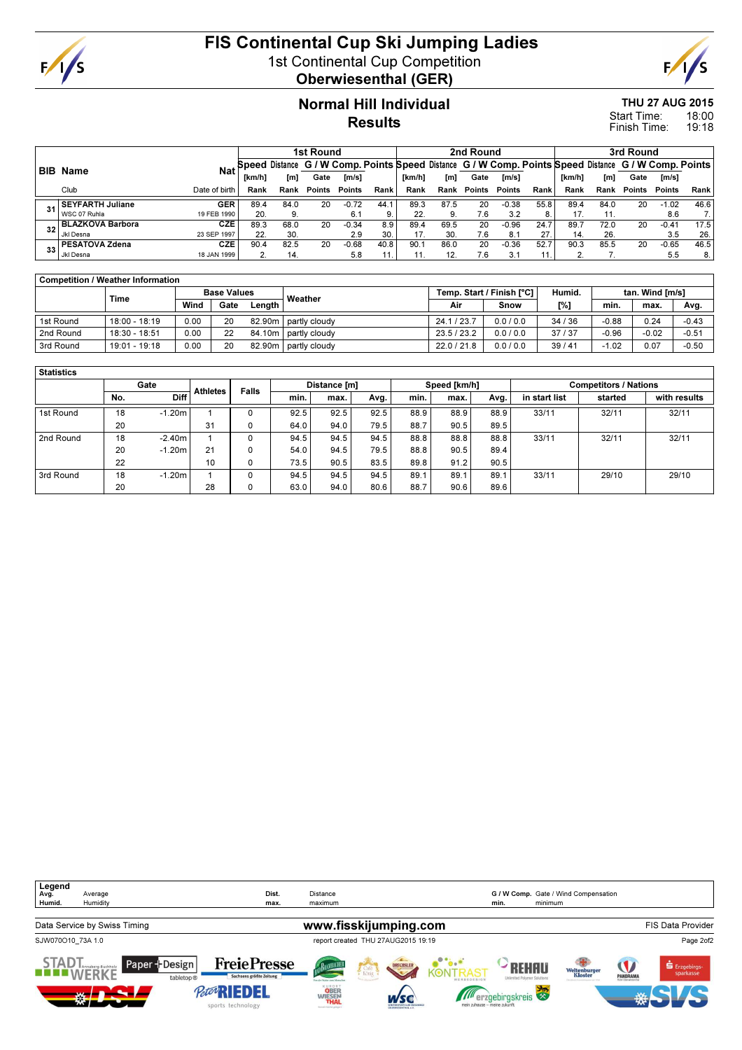# FIS Continental Cup Ski Jumping Ladies

1st Continental Cup Competition

**Oberwiesenthal (GER)**

## Normal Hill Individual
## Results

THU 27 AUG 2015
Start Time: 18:00
Finish Time: 19:18

| BIB | Name / Club | Nat / Date of birth | 1st Round Speed [km/h] Rank | Distance [m] Rank | G / W Comp. Gate Points | [m/s] Points | Points Rank | 2nd Round Speed [km/h] Rank | Distance [m] Rank | G / W Comp. Gate Points | [m/s] Points | Points Rank | 3rd Round Speed [km/h] Rank | Distance [m] Rank | G / W Comp. Gate Points | [m/s] Points | Points Rank |
|---|---|---|---|---|---|---|---|---|---|---|---|---|---|---|---|---|---|
| 31 | SEYFARTH Juliane<br>WSC 07 Ruhla | GER<br>19 FEB 1990 | 89.4<br>20. | 84.0<br>9. | 20 | -0.72<br>6.1 | 44.1<br>9. | 89.3<br>22. | 87.5<br>9. | 20<br>7.6 | -0.38<br>3.2 | 55.8<br>8. | 89.4<br>17. | 84.0<br>11. | 20 | -1.02<br>8.6 | 46.6<br>7. |
| 32 | BLAZKOVA Barbora<br>Jkl Desna | CZE<br>23 SEP 1997 | 89.3<br>22. | 68.0<br>30. | 20 | -0.34<br>2.9 | 8.9<br>30. | 89.4<br>17. | 69.5<br>30. | 20<br>7.6 | -0.96<br>8.1 | 24.7<br>27. | 89.7<br>14. | 72.0<br>26. | 20 | -0.41<br>3.5 | 17.5<br>26. |
| 33 | PESATOVA Zdena<br>Jkl Desna | CZE<br>18 JAN 1999 | 90.4<br>2. | 82.5<br>14. | 20 | -0.68<br>5.8 | 40.8<br>11. | 90.1<br>11. | 86.0<br>12. | 20<br>7.6 | -0.36<br>3.1 | 52.7<br>11. | 90.3<br>2. | 85.5<br>7. | 20 | -0.65<br>5.5 | 46.5<br>8. |

### Competition / Weather Information

| | Time | Base Values Wind | Gate | Length | Weather | Temp. Start / Finish [°C] Air | Snow | Humid. [%] | tan. Wind [m/s] min. | max. | Avg. |
|---|---|---|---|---|---|---|---|---|---|---|---|
| 1st Round | 18:00 - 18:19 | 0.00 | 20 | 82.90m | partly cloudy | 24.1 / 23.7 | 0.0 / 0.0 | 34 / 36 | -0.88 | 0.24 | -0.43 |
| 2nd Round | 18:30 - 18:51 | 0.00 | 22 | 84.10m | partly cloudy | 23.5 / 23.2 | 0.0 / 0.0 | 37 / 37 | -0.96 | -0.02 | -0.51 |
| 3rd Round | 19:01 - 19:18 | 0.00 | 20 | 82.90m | partly cloudy | 22.0 / 21.8 | 0.0 / 0.0 | 39 / 41 | -1.02 | 0.07 | -0.50 |

### Statistics

| | Gate No. | Diff | Athletes | Falls | Distance [m] min. | max. | Avg. | Speed [km/h] min. | max. | Avg. | Competitors / Nations in start list | started | with results |
|---|---|---|---|---|---|---|---|---|---|---|---|---|---|
| 1st Round | 18 | -1.20m | 1 | 0 | 92.5 | 92.5 | 92.5 | 88.9 | 88.9 | 88.9 | 33/11 | 32/11 | 32/11 |
| | 20 | | 31 | 0 | 64.0 | 94.0 | 79.5 | 88.7 | 90.5 | 89.5 | | | |
| 2nd Round | 18 | -2.40m | 1 | 0 | 94.5 | 94.5 | 94.5 | 88.8 | 88.8 | 88.8 | 33/11 | 32/11 | 32/11 |
| | 20 | -1.20m | 21 | 0 | 54.0 | 94.5 | 79.5 | 88.8 | 90.5 | 89.4 | | | |
| | 22 | | 10 | 0 | 73.5 | 90.5 | 83.5 | 89.8 | 91.2 | 90.5 | | | |
| 3rd Round | 18 | -1.20m | 1 | 0 | 94.5 | 94.5 | 94.5 | 89.1 | 89.1 | 89.1 | 33/11 | 29/10 | 29/10 |
| | 20 | | 28 | 0 | 63.0 | 94.0 | 80.6 | 88.7 | 90.6 | 89.6 | | | |

**Legend**

| | | | | | |
|---|---|---|---|---|---|
| Avg. | Average | Dist. | Distance | G / W Comp. | Gate / Wind Compensation |
| Humid. | Humidity | max. | maximum | min. | minimum |

Data Service by Swiss Timing — www.fisskijumping.com — FIS Data Provider

SJW070O10_73A 1.0 — report created THU 27AUG2015 19:19